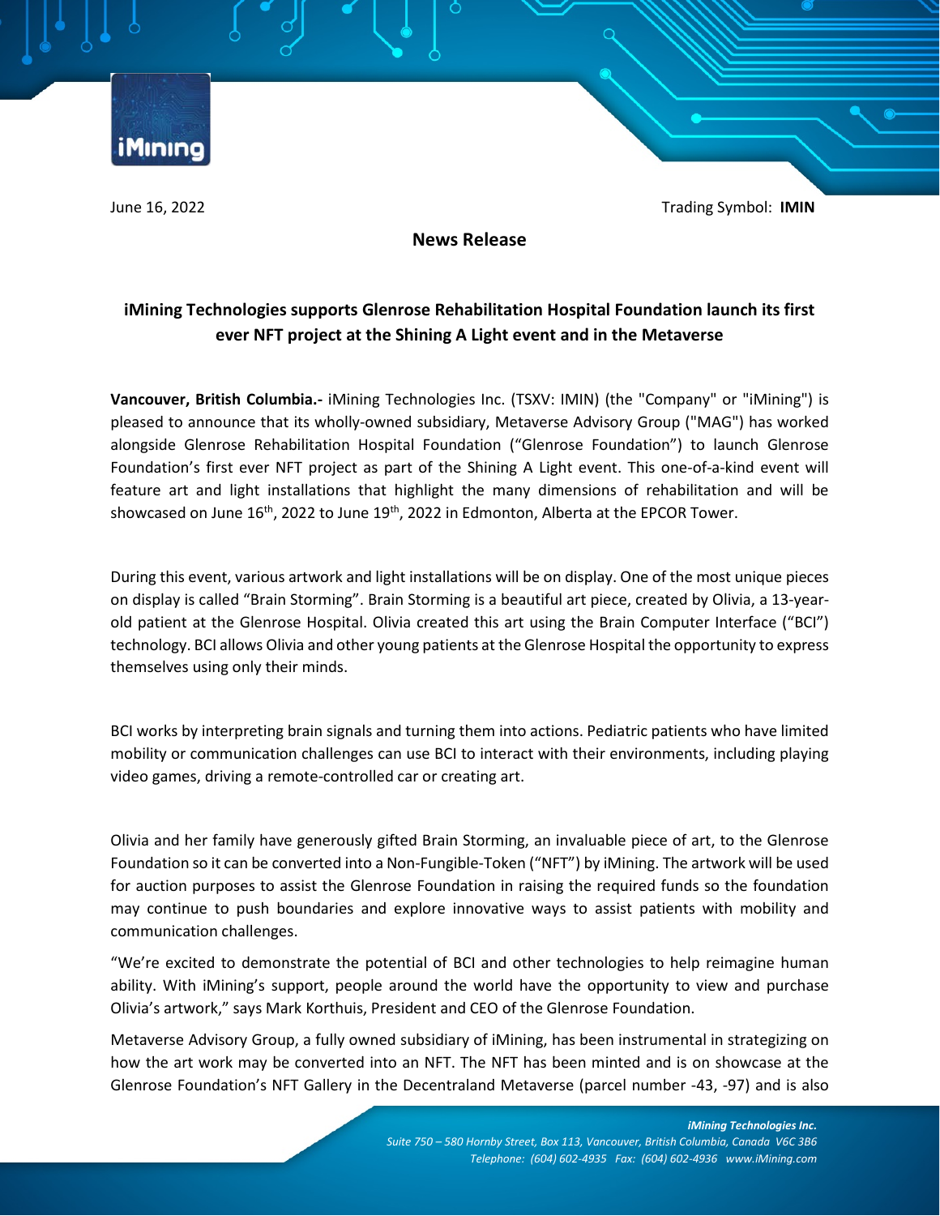June 16, 2022 Trading Symbol: **IMIN**

**News Release**

## iMining Technologies supports Glenrose Rehabilitation Hospital Foundation launch its first ever NFT project at the Shining A Light event and in the Metaverse

**Vancouver, British Columbia.-** iMining Technologies Inc. (TSXV: IMIN) (the "Company" or "iMining") is pleased to announce that its wholly-owned subsidiary, Metaverse Advisory Group ("MAG") has worked alongside Glenrose Rehabilitation Hospital Foundation ("Glenrose Foundation") to launch Glenrose Foundation's first ever NFT project as part of the Shining A Light event. This one-of-a-kind event will feature art and light installations that highlight the many dimensions of rehabilitation and will be showcased on June 16th, 2022 to June 19th, 2022 in Edmonton, Alberta at the EPCOR Tower.

During this event, various artwork and light installations will be on display. One of the most unique pieces on display is called "Brain Storming". Brain Storming is a beautiful art piece, created by Olivia, a 13-year-old patient at the Glenrose Hospital. Olivia created this art using the Brain Computer Interface ("BCI") technology. BCI allows Olivia and other young patients at the Glenrose Hospital the opportunity to express themselves using only their minds.

BCI works by interpreting brain signals and turning them into actions. Pediatric patients who have limited mobility or communication challenges can use BCI to interact with their environments, including playing video games, driving a remote-controlled car or creating art.

Olivia and her family have generously gifted Brain Storming, an invaluable piece of art, to the Glenrose Foundation so it can be converted into a Non-Fungible-Token ("NFT") by iMining. The artwork will be used for auction purposes to assist the Glenrose Foundation in raising the required funds so the foundation may continue to push boundaries and explore innovative ways to assist patients with mobility and communication challenges.

"We're excited to demonstrate the potential of BCI and other technologies to help reimagine human ability. With iMining's support, people around the world have the opportunity to view and purchase Olivia's artwork," says Mark Korthuis, President and CEO of the Glenrose Foundation.

Metaverse Advisory Group, a fully owned subsidiary of iMining, has been instrumental in strategizing on how the art work may be converted into an NFT. The NFT has been minted and is on showcase at the Glenrose Foundation's NFT Gallery in the Decentraland Metaverse (parcel number -43, -97) and is also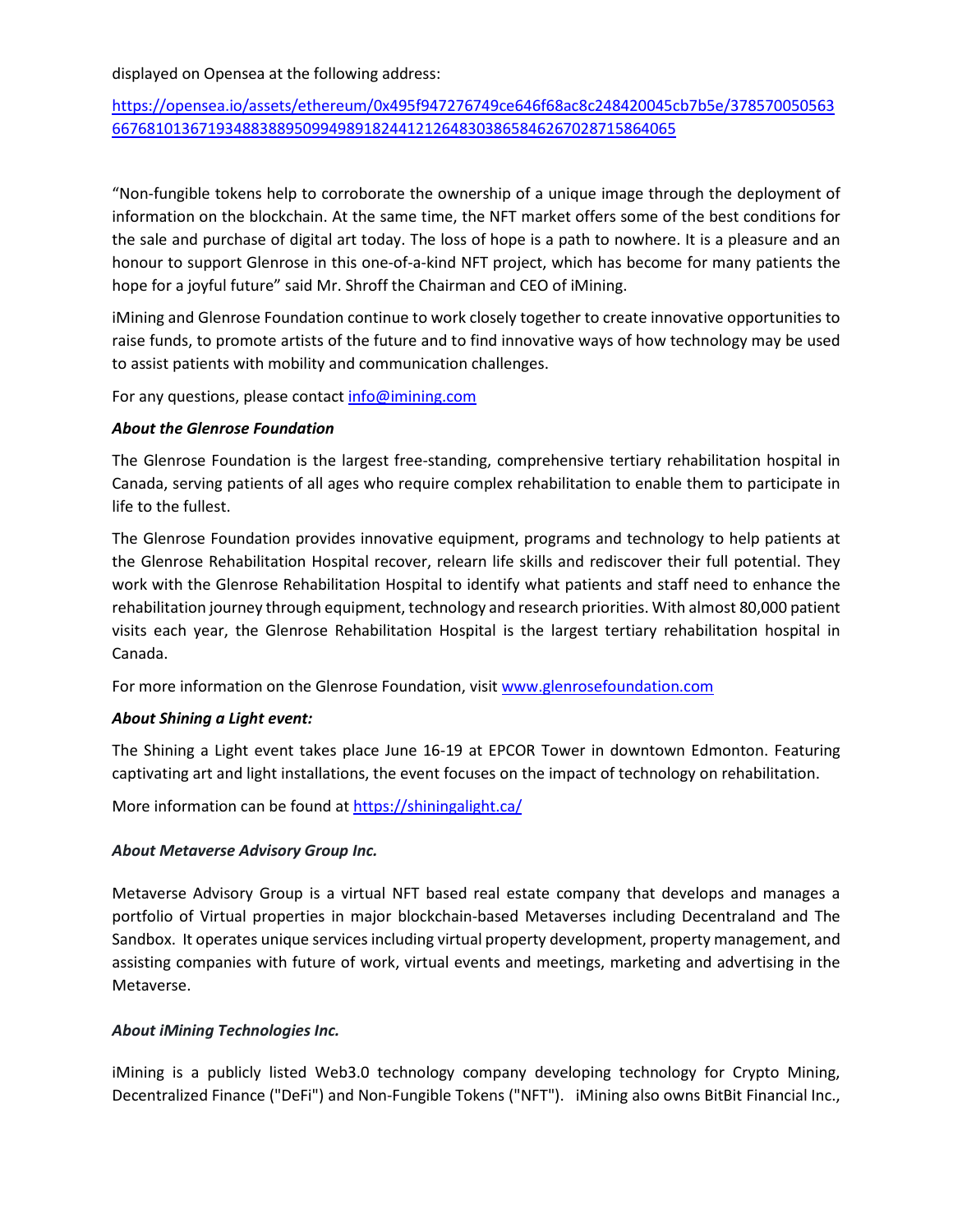displayed on Opensea at the following address:

https://opensea.io/assets/ethereum/0x495f947276749ce646f68ac8c248420045cb7b5e/37857005056366768101367193488388950994989182441212648303865846267028715864065

"Non-fungible tokens help to corroborate the ownership of a unique image through the deployment of information on the blockchain. At the same time, the NFT market offers some of the best conditions for the sale and purchase of digital art today. The loss of hope is a path to nowhere. It is a pleasure and an honour to support Glenrose in this one-of-a-kind NFT project, which has become for many patients the hope for a joyful future" said Mr. Shroff the Chairman and CEO of iMining.

iMining and Glenrose Foundation continue to work closely together to create innovative opportunities to raise funds, to promote artists of the future and to find innovative ways of how technology may be used to assist patients with mobility and communication challenges.

For any questions, please contact info@imining.com

***About the Glenrose Foundation***

The Glenrose Foundation is the largest free-standing, comprehensive tertiary rehabilitation hospital in Canada, serving patients of all ages who require complex rehabilitation to enable them to participate in life to the fullest.

The Glenrose Foundation provides innovative equipment, programs and technology to help patients at the Glenrose Rehabilitation Hospital recover, relearn life skills and rediscover their full potential. They work with the Glenrose Rehabilitation Hospital to identify what patients and staff need to enhance the rehabilitation journey through equipment, technology and research priorities. With almost 80,000 patient visits each year, the Glenrose Rehabilitation Hospital is the largest tertiary rehabilitation hospital in Canada.

For more information on the Glenrose Foundation, visit www.glenrosefoundation.com

***About Shining a Light event:***

The Shining a Light event takes place June 16-19 at EPCOR Tower in downtown Edmonton. Featuring captivating art and light installations, the event focuses on the impact of technology on rehabilitation.

More information can be found at https://shiningalight.ca/

***About Metaverse Advisory Group Inc.***

Metaverse Advisory Group is a virtual NFT based real estate company that develops and manages a portfolio of Virtual properties in major blockchain-based Metaverses including Decentraland and The Sandbox. It operates unique services including virtual property development, property management, and assisting companies with future of work, virtual events and meetings, marketing and advertising in the Metaverse.

***About iMining Technologies Inc.***

iMining is a publicly listed Web3.0 technology company developing technology for Crypto Mining, Decentralized Finance ("DeFi") and Non-Fungible Tokens ("NFT"). iMining also owns BitBit Financial Inc.,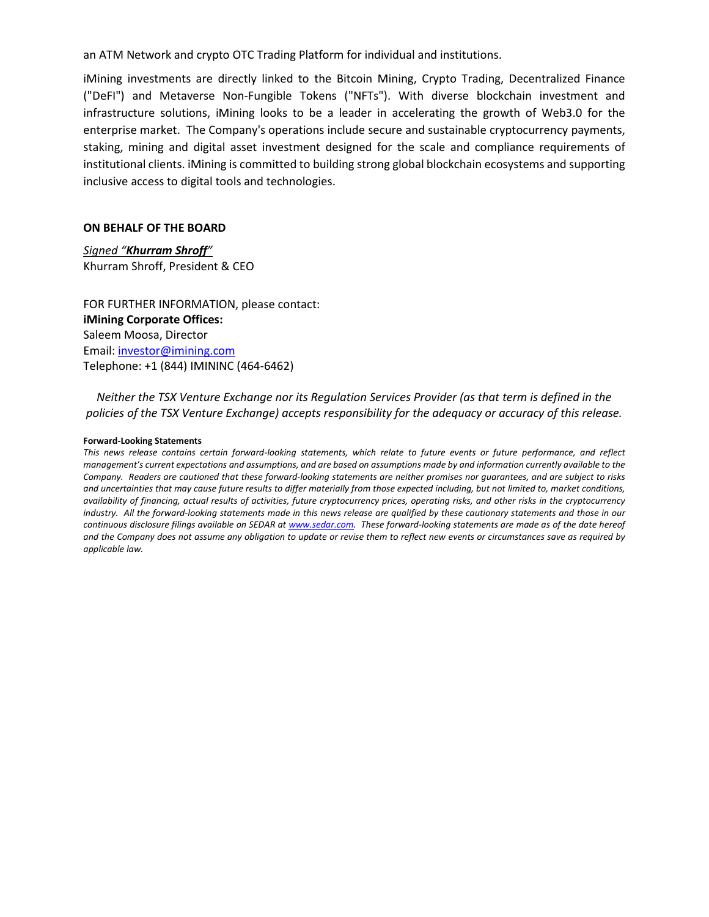an ATM Network and crypto OTC Trading Platform for individual and institutions.

iMining investments are directly linked to the Bitcoin Mining, Crypto Trading, Decentralized Finance ("DeFI") and Metaverse Non-Fungible Tokens ("NFTs"). With diverse blockchain investment and infrastructure solutions, iMining looks to be a leader in accelerating the growth of Web3.0 for the enterprise market. The Company's operations include secure and sustainable cryptocurrency payments, staking, mining and digital asset investment designed for the scale and compliance requirements of institutional clients. iMining is committed to building strong global blockchain ecosystems and supporting inclusive access to digital tools and technologies.

**ON BEHALF OF THE BOARD**

*Signed "**Khurram Shroff**"*
Khurram Shroff, President & CEO

FOR FURTHER INFORMATION, please contact:
**iMining Corporate Offices:**
Saleem Moosa, Director
Email: investor@imining.com
Telephone: +1 (844) IMININC (464-6462)

*Neither the TSX Venture Exchange nor its Regulation Services Provider (as that term is defined in the policies of the TSX Venture Exchange) accepts responsibility for the adequacy or accuracy of this release.*

**Forward-Looking Statements**

*This news release contains certain forward-looking statements, which relate to future events or future performance, and reflect management's current expectations and assumptions, and are based on assumptions made by and information currently available to the Company. Readers are cautioned that these forward-looking statements are neither promises nor guarantees, and are subject to risks and uncertainties that may cause future results to differ materially from those expected including, but not limited to, market conditions, availability of financing, actual results of activities, future cryptocurrency prices, operating risks, and other risks in the cryptocurrency industry. All the forward-looking statements made in this news release are qualified by these cautionary statements and those in our continuous disclosure filings available on SEDAR at www.sedar.com. These forward-looking statements are made as of the date hereof and the Company does not assume any obligation to update or revise them to reflect new events or circumstances save as required by applicable law.*